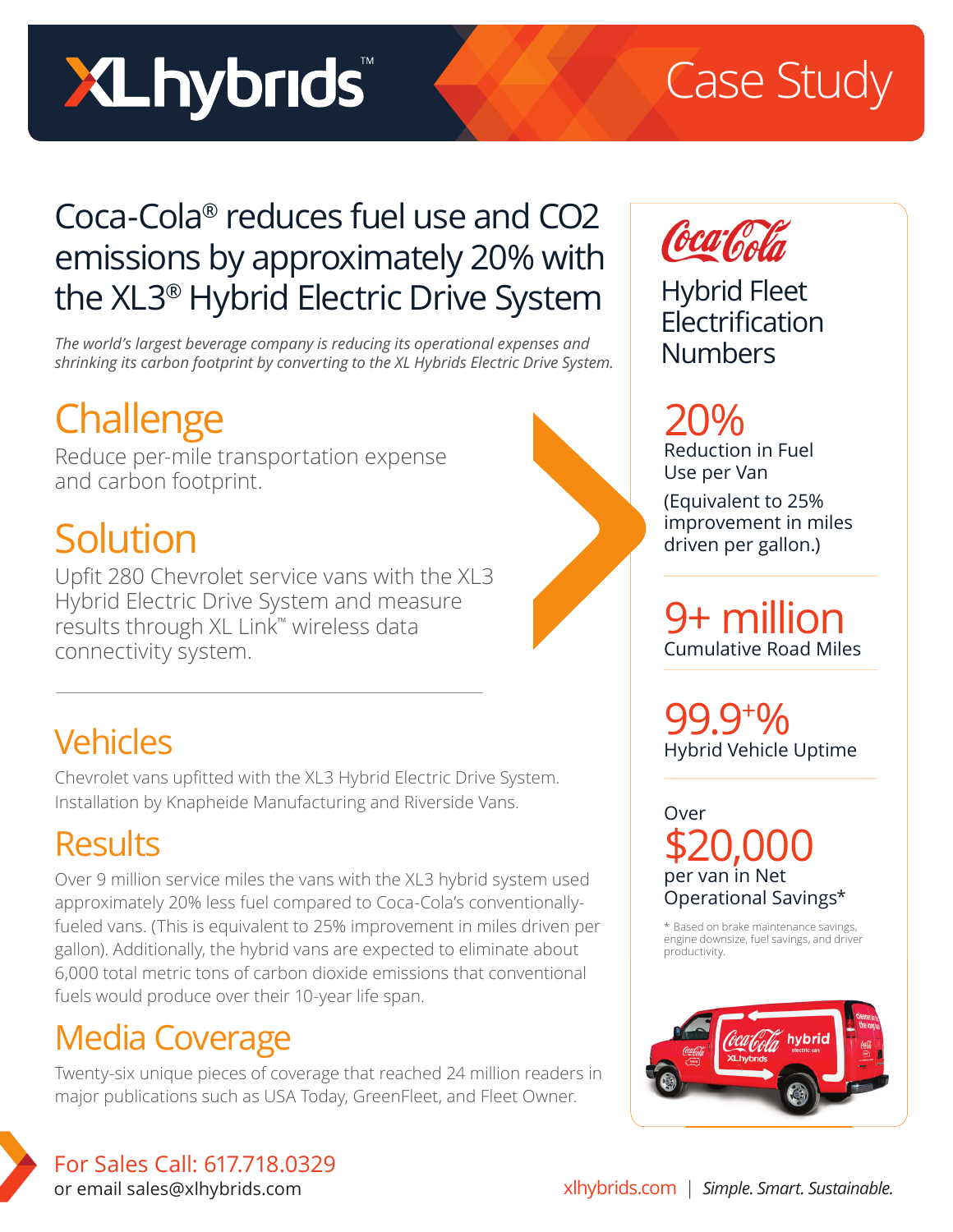# XLhybrids™ Case Study

## Coca-Cola® reduces fuel use and CO2 emissions by approximately 20% with the XL3® Hybrid Electric Drive System

*The world's largest beverage company is reducing its operational expenses and shrinking its carbon footprint by converting to the XL Hybrids Electric Drive System.*

## Challenge

Reduce per-mile transportation expense and carbon footprint.

## Solution

Upfit 280 Chevrolet service vans with the XL3 Hybrid Electric Drive System and measure results through XL Link™ wireless data connectivity system.

## Vehicles

Chevrolet vans upfitted with the XL3 Hybrid Electric Drive System. Installation by Knapheide Manufacturing and Riverside Vans.

## Results

Over 9 million service miles the vans with the XL3 hybrid system used approximately 20% less fuel compared to Coca-Cola's conventionally-fueled vans. (This is equivalent to 25% improvement in miles driven per gallon). Additionally, the hybrid vans are expected to eliminate about 6,000 total metric tons of carbon dioxide emissions that conventional fuels would produce over their 10-year life span.

## Media Coverage

Twenty-six unique pieces of coverage that reached 24 million readers in major publications such as USA Today, GreenFleet, and Fleet Owner.

---

### Coca-Cola Hybrid Fleet Electrification Numbers

**20%**
Reduction in Fuel Use per Van
(Equivalent to 25% improvement in miles driven per gallon.)

**9+ million**
Cumulative Road Miles

**99.9+%**
Hybrid Vehicle Uptime

Over
**$20,000**
per van in Net Operational Savings*

\* Based on brake maintenance savings, engine downsize, fuel savings, and driver productivity.

---

For Sales Call: 617.718.0329
or email sales@xlhybrids.com

xlhybrids.com | *Simple. Smart. Sustainable.*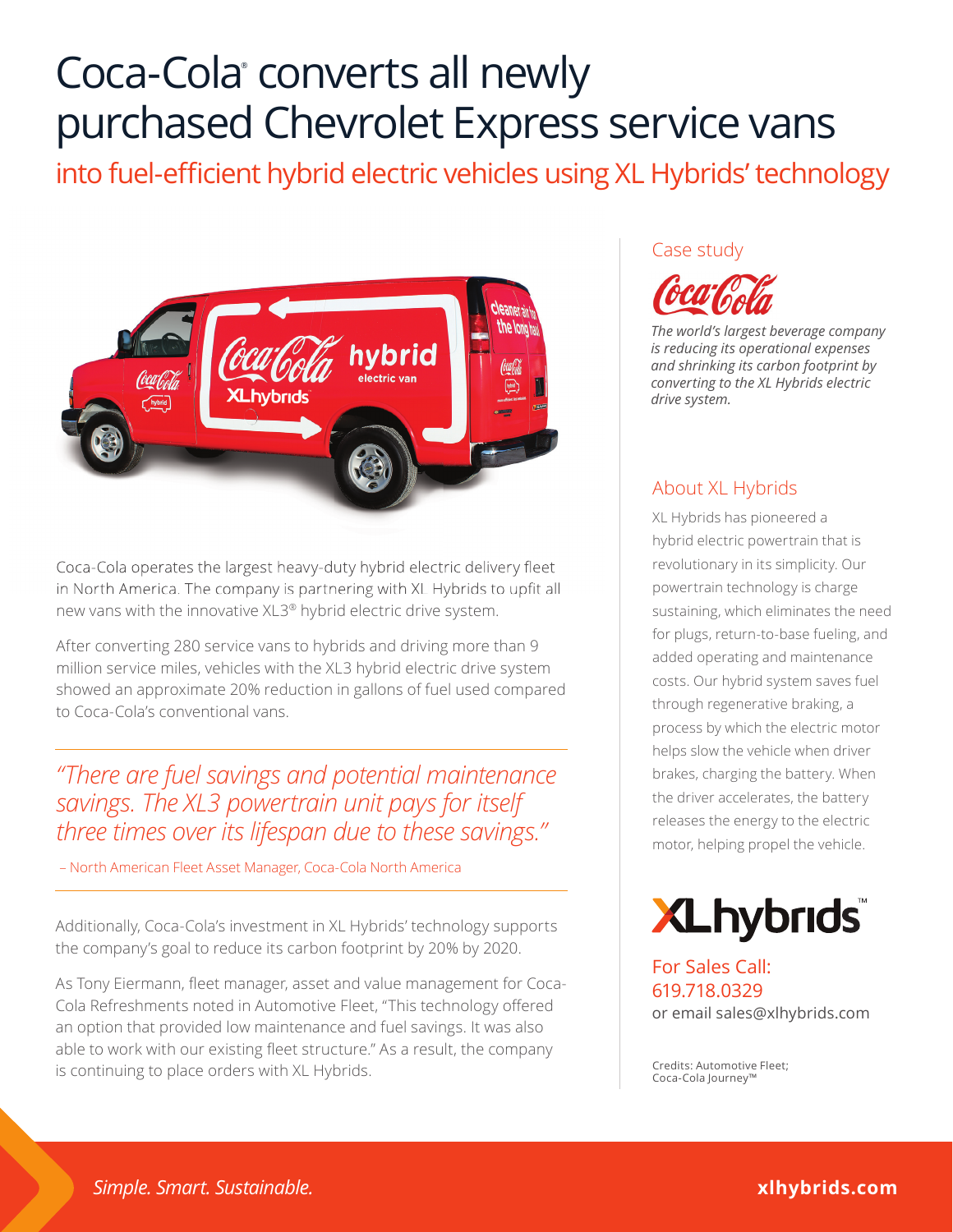# Coca-Cola® converts all newly purchased Chevrolet Express service vans

## into fuel-efficient hybrid electric vehicles using XL Hybrids' technology

Coca-Cola operates the largest heavy-duty hybrid electric delivery fleet in North America. The company is partnering with XL Hybrids to upfit all new vans with the innovative XL3® hybrid electric drive system.

After converting 280 service vans to hybrids and driving more than 9 million service miles, vehicles with the XL3 hybrid electric drive system showed an approximate 20% reduction in gallons of fuel used compared to Coca-Cola's conventional vans.

> *"There are fuel savings and potential maintenance savings. The XL3 powertrain unit pays for itself three times over its lifespan due to these savings."*
>
> – North American Fleet Asset Manager, Coca-Cola North America

Additionally, Coca-Cola's investment in XL Hybrids' technology supports the company's goal to reduce its carbon footprint by 20% by 2020.

As Tony Eiermann, fleet manager, asset and value management for Coca-Cola Refreshments noted in Automotive Fleet, "This technology offered an option that provided low maintenance and fuel savings. It was also able to work with our existing fleet structure." As a result, the company is continuing to place orders with XL Hybrids.

## Case study

*The world's largest beverage company is reducing its operational expenses and shrinking its carbon footprint by converting to the XL Hybrids electric drive system.*

## About XL Hybrids

XL Hybrids has pioneered a hybrid electric powertrain that is revolutionary in its simplicity. Our powertrain technology is charge sustaining, which eliminates the need for plugs, return-to-base fueling, and added operating and maintenance costs. Our hybrid system saves fuel through regenerative braking, a process by which the electric motor helps slow the vehicle when driver brakes, charging the battery. When the driver accelerates, the battery releases the energy to the electric motor, helping propel the vehicle.

XLhybrids™

For Sales Call:
619.718.0329
or email sales@xlhybrids.com

Credits: Automotive Fleet; Coca-Cola Journey™

*Simple. Smart. Sustainable.*

**xlhybrids.com**